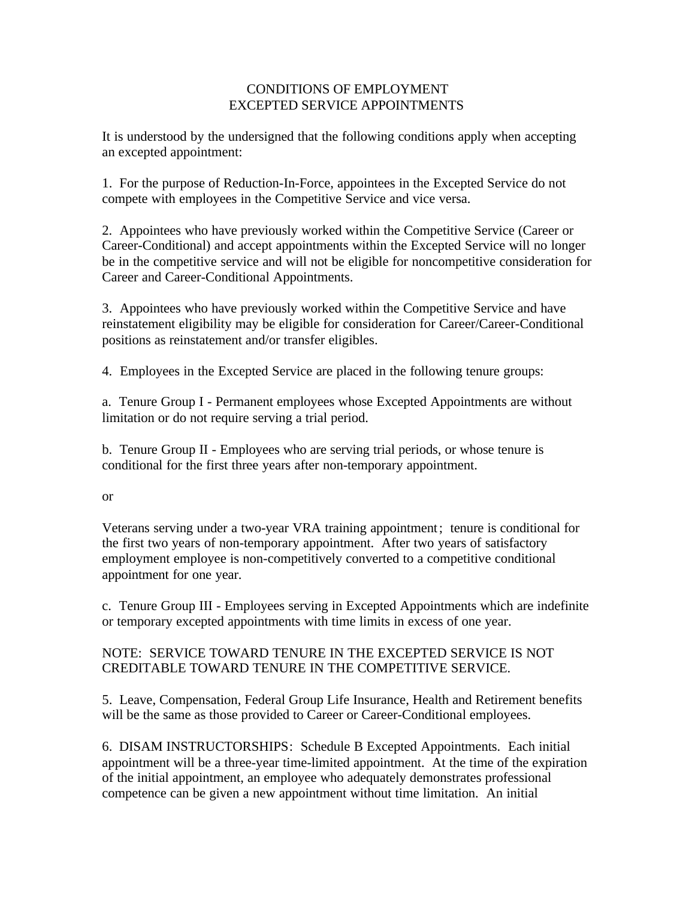# CONDITIONS OF EMPLOYMENT
# EXCEPTED SERVICE APPOINTMENTS

It is understood by the undersigned that the following conditions apply when accepting an excepted appointment:

1. For the purpose of Reduction-In-Force, appointees in the Excepted Service do not compete with employees in the Competitive Service and vice versa.

2. Appointees who have previously worked within the Competitive Service (Career or Career-Conditional) and accept appointments within the Excepted Service will no longer be in the competitive service and will not be eligible for noncompetitive consideration for Career and Career-Conditional Appointments.

3. Appointees who have previously worked within the Competitive Service and have reinstatement eligibility may be eligible for consideration for Career/Career-Conditional positions as reinstatement and/or transfer eligibles.

4. Employees in the Excepted Service are placed in the following tenure groups:

a. Tenure Group I - Permanent employees whose Excepted Appointments are without limitation or do not require serving a trial period.

b. Tenure Group II - Employees who are serving trial periods, or whose tenure is conditional for the first three years after non-temporary appointment.

or

Veterans serving under a two-year VRA training appointment; tenure is conditional for the first two years of non-temporary appointment. After two years of satisfactory employment employee is non-competitively converted to a competitive conditional appointment for one year.

c. Tenure Group III - Employees serving in Excepted Appointments which are indefinite or temporary excepted appointments with time limits in excess of one year.

NOTE: SERVICE TOWARD TENURE IN THE EXCEPTED SERVICE IS NOT CREDITABLE TOWARD TENURE IN THE COMPETITIVE SERVICE.

5. Leave, Compensation, Federal Group Life Insurance, Health and Retirement benefits will be the same as those provided to Career or Career-Conditional employees.

6. DISAM INSTRUCTORSHIPS: Schedule B Excepted Appointments. Each initial appointment will be a three-year time-limited appointment. At the time of the expiration of the initial appointment, an employee who adequately demonstrates professional competence can be given a new appointment without time limitation. An initial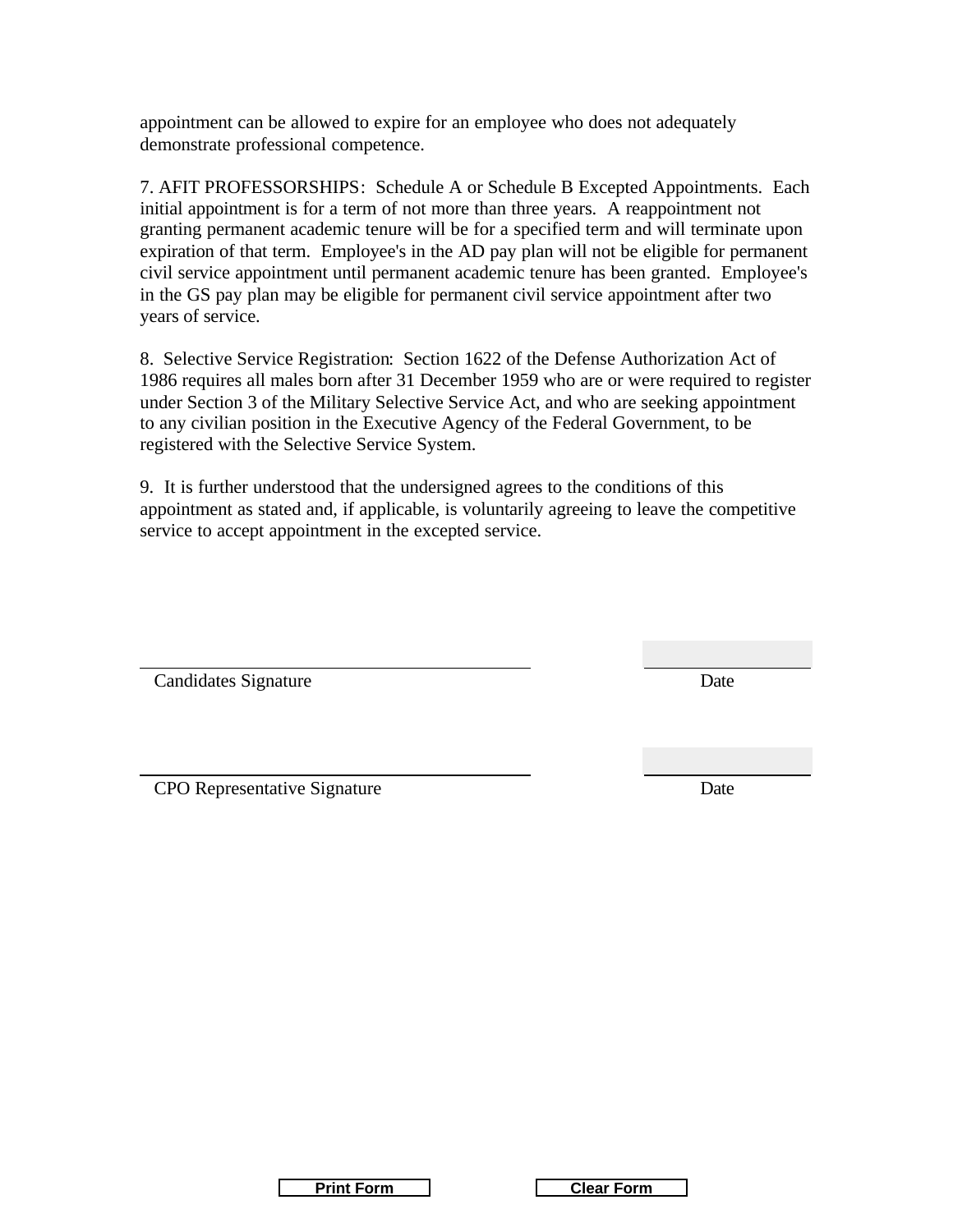appointment can be allowed to expire for an employee who does not adequately demonstrate professional competence.

7. AFIT PROFESSORSHIPS: Schedule A or Schedule B Excepted Appointments. Each initial appointment is for a term of not more than three years. A reappointment not granting permanent academic tenure will be for a specified term and will terminate upon expiration of that term. Employee's in the AD pay plan will not be eligible for permanent civil service appointment until permanent academic tenure has been granted. Employee's in the GS pay plan may be eligible for permanent civil service appointment after two years of service.

8. Selective Service Registration: Section 1622 of the Defense Authorization Act of 1986 requires all males born after 31 December 1959 who are or were required to register under Section 3 of the Military Selective Service Act, and who are seeking appointment to any civilian position in the Executive Agency of the Federal Government, to be registered with the Selective Service System.

9. It is further understood that the undersigned agrees to the conditions of this appointment as stated and, if applicable, is voluntarily agreeing to leave the competitive service to accept appointment in the excepted service.

\_\_\_\_\_\_\_\_\_\_\_\_\_\_\_\_\_\_\_\_\_\_\_\_\_\_\_\_\_\_\_\_\_\_\_\_ \_\_\_\_\_\_\_\_\_\_\_\_\_\_\_\_

Candidates Signature Date

\_\_\_\_\_\_\_\_\_\_\_\_\_\_\_\_\_\_\_\_\_\_\_\_\_\_\_\_\_\_\_\_\_\_\_\_ \_\_\_\_\_\_\_\_\_\_\_\_\_\_\_\_

CPO Representative Signature Date

Print Form Clear Form